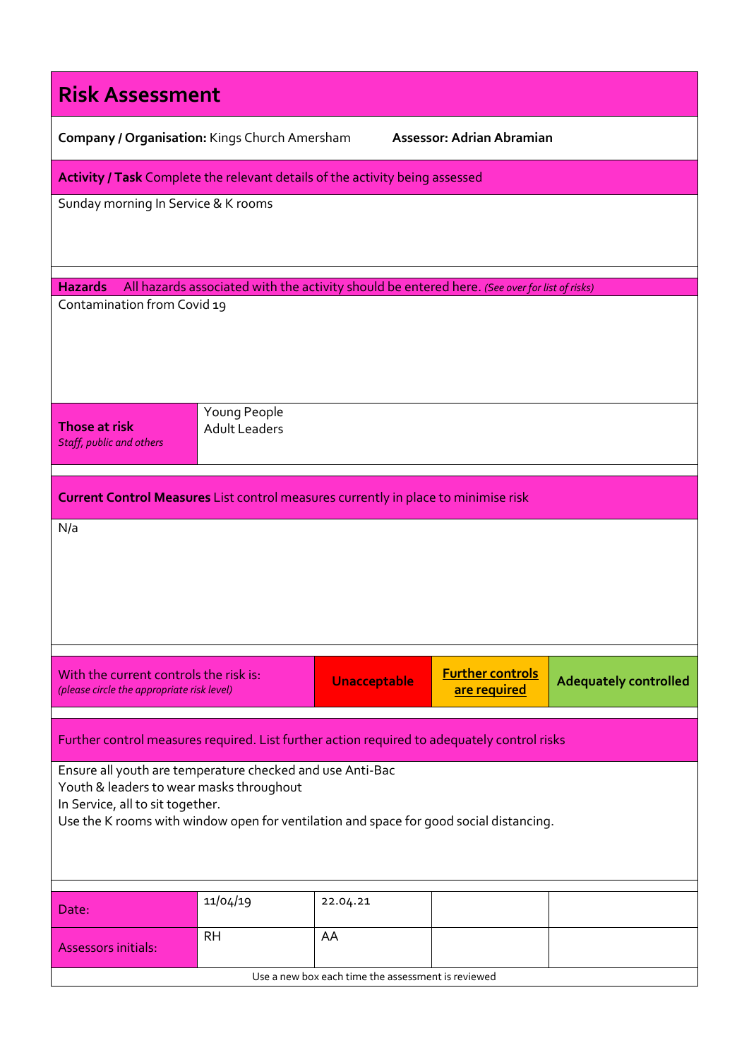# Risk Assessment

**Company / Organisation:** Kings Church Amersham **Assessor: Adrian Abramian**

**Activity / Task** Complete the relevant details of the activity being assessed

Sunday morning In Service & K rooms

**Hazards** All hazards associated with the activity should be entered here. *(See over for list of risks)*

Contamination from Covid 19

| **Those at risk** *Staff, public and others* | Young People<br>Adult Leaders |
|---|---|

**Current Control Measures** List control measures currently in place to minimise risk

N/a

| With the current controls the risk is: *(please circle the appropriate risk level)* | **Unacceptable** | **Further controls are required** | **Adequately controlled** |
|---|---|---|---|

Further control measures required. List further action required to adequately control risks

Ensure all youth are temperature checked and use Anti-Bac
Youth & leaders to wear masks throughout
In Service, all to sit together.
Use the K rooms with window open for ventilation and space for good social distancing.

| Date: | 11/04/19 | 22.04.21 | | |
|---|---|---|---|---|
| Assessors initials: | RH | AA | | |

Use a new box each time the assessment is reviewed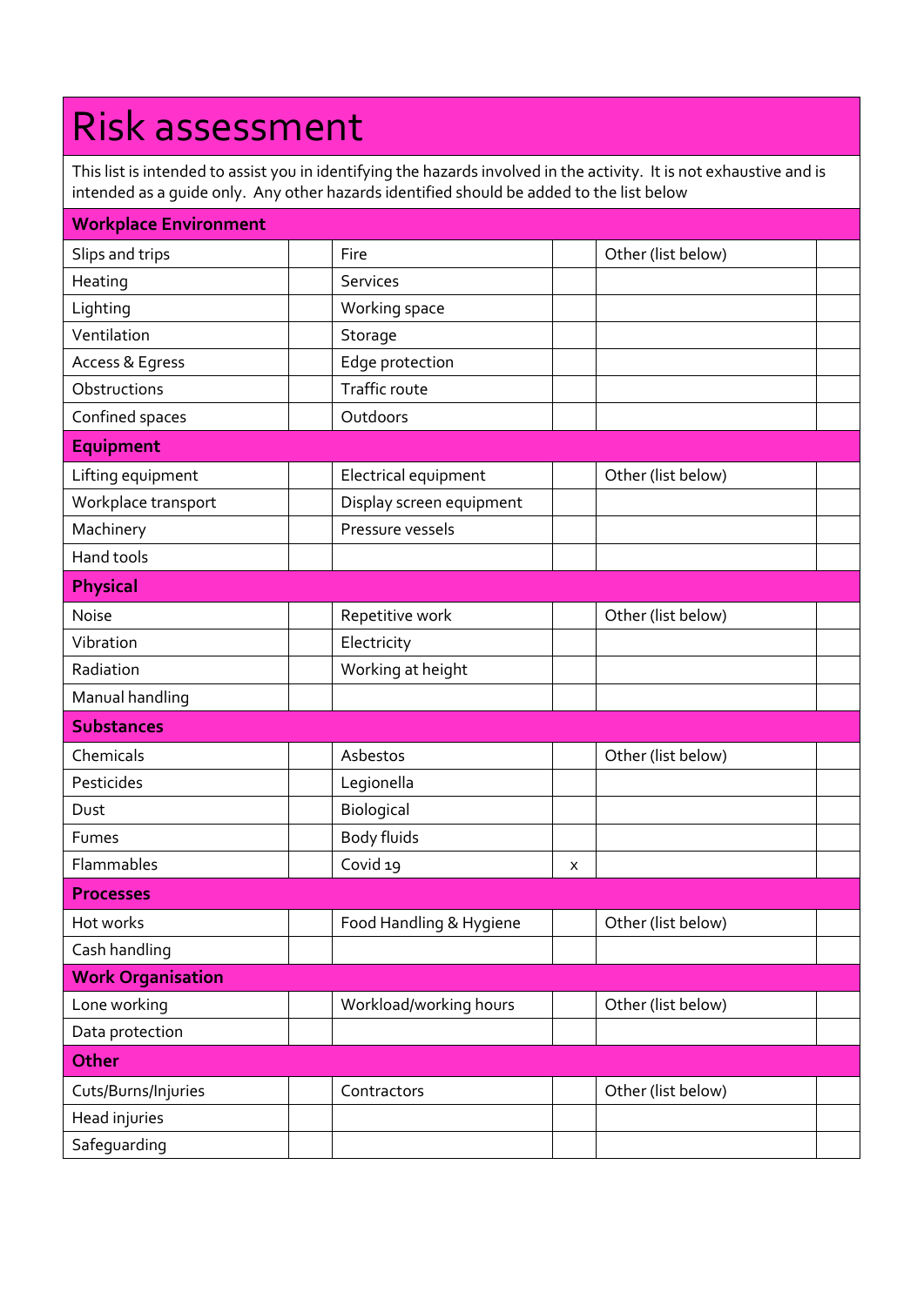# Risk assessment

This list is intended to assist you in identifying the hazards involved in the activity. It is not exhaustive and is intended as a guide only. Any other hazards identified should be added to the list below

| | | | | | |
|---|---|---|---|---|---|
| **Workplace Environment** | | | | | |
| Slips and trips | | Fire | | Other (list below) | |
| Heating | | Services | | | |
| Lighting | | Working space | | | |
| Ventilation | | Storage | | | |
| Access & Egress | | Edge protection | | | |
| Obstructions | | Traffic route | | | |
| Confined spaces | | Outdoors | | | |
| **Equipment** | | | | | |
| Lifting equipment | | Electrical equipment | | Other (list below) | |
| Workplace transport | | Display screen equipment | | | |
| Machinery | | Pressure vessels | | | |
| Hand tools | | | | | |
| **Physical** | | | | | |
| Noise | | Repetitive work | | Other (list below) | |
| Vibration | | Electricity | | | |
| Radiation | | Working at height | | | |
| Manual handling | | | | | |
| **Substances** | | | | | |
| Chemicals | | Asbestos | | Other (list below) | |
| Pesticides | | Legionella | | | |
| Dust | | Biological | | | |
| Fumes | | Body fluids | | | |
| Flammables | | Covid 19 | x | | |
| **Processes** | | | | | |
| Hot works | | Food Handling & Hygiene | | Other (list below) | |
| Cash handling | | | | | |
| **Work Organisation** | | | | | |
| Lone working | | Workload/working hours | | Other (list below) | |
| Data protection | | | | | |
| **Other** | | | | | |
| Cuts/Burns/Injuries | | Contractors | | Other (list below) | |
| Head injuries | | | | | |
| Safeguarding | | | | | |